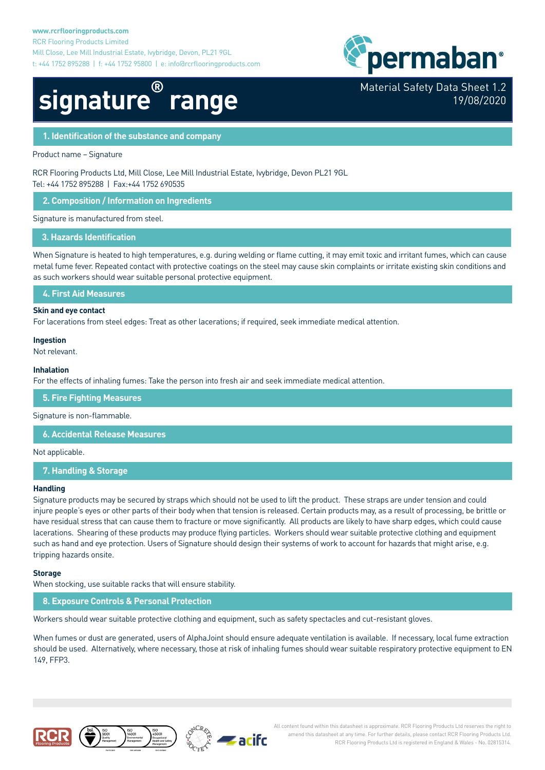www.rcrflooringproducts.com
RCR Flooring Products Limited
Mill Close, Lee Mill Industrial Estate, Ivybridge, Devon, PL21 9GL
t: +44 1752 895288 | f: +44 1752 95800 | e: info@rcrflooringproducts.com

permaban®

# signature® range

Material Safety Data Sheet 1.2
19/08/2020

## 1. Identification of the substance and company

Product name – Signature

RCR Flooring Products Ltd, Mill Close, Lee Mill Industrial Estate, Ivybridge, Devon PL21 9GL
Tel: +44 1752 895288 | Fax:+44 1752 690535

## 2. Composition / Information on Ingredients

Signature is manufactured from steel.

## 3. Hazards Identification

When Signature is heated to high temperatures, e.g. during welding or flame cutting, it may emit toxic and irritant fumes, which can cause metal fume fever. Repeated contact with protective coatings on the steel may cause skin complaints or irritate existing skin conditions and as such workers should wear suitable personal protective equipment.

## 4. First Aid Measures

**Skin and eye contact**
For lacerations from steel edges: Treat as other lacerations; if required, seek immediate medical attention.

**Ingestion**
Not relevant.

**Inhalation**
For the effects of inhaling fumes: Take the person into fresh air and seek immediate medical attention.

## 5. Fire Fighting Measures

Signature is non-flammable.

## 6. Accidental Release Measures

Not applicable.

## 7. Handling & Storage

**Handling**
Signature products may be secured by straps which should not be used to lift the product. These straps are under tension and could injure people's eyes or other parts of their body when that tension is released. Certain products may, as a result of processing, be brittle or have residual stress that can cause them to fracture or move significantly. All products are likely to have sharp edges, which could cause lacerations. Shearing of these products may produce flying particles. Workers should wear suitable protective clothing and equipment such as hand and eye protection. Users of Signature should design their systems of work to account for hazards that might arise, e.g. tripping hazards onsite.

**Storage**
When stocking, use suitable racks that will ensure stability.

## 8. Exposure Controls & Personal Protection

Workers should wear suitable protective clothing and equipment, such as safety spectacles and cut-resistant gloves.

When fumes or dust are generated, users of AlphaJoint should ensure adequate ventilation is available. If necessary, local fume extraction should be used. Alternatively, where necessary, those at risk of inhaling fumes should wear suitable respiratory protective equipment to EN 149, FFP3.

All content found within this datasheet is approximate. RCR Flooring Products Ltd reserves the right to amend this datasheet at any time. For further details, please contact RCR Flooring Products Ltd. RCR Flooring Products Ltd is registered in England & Wales - No. 02815314.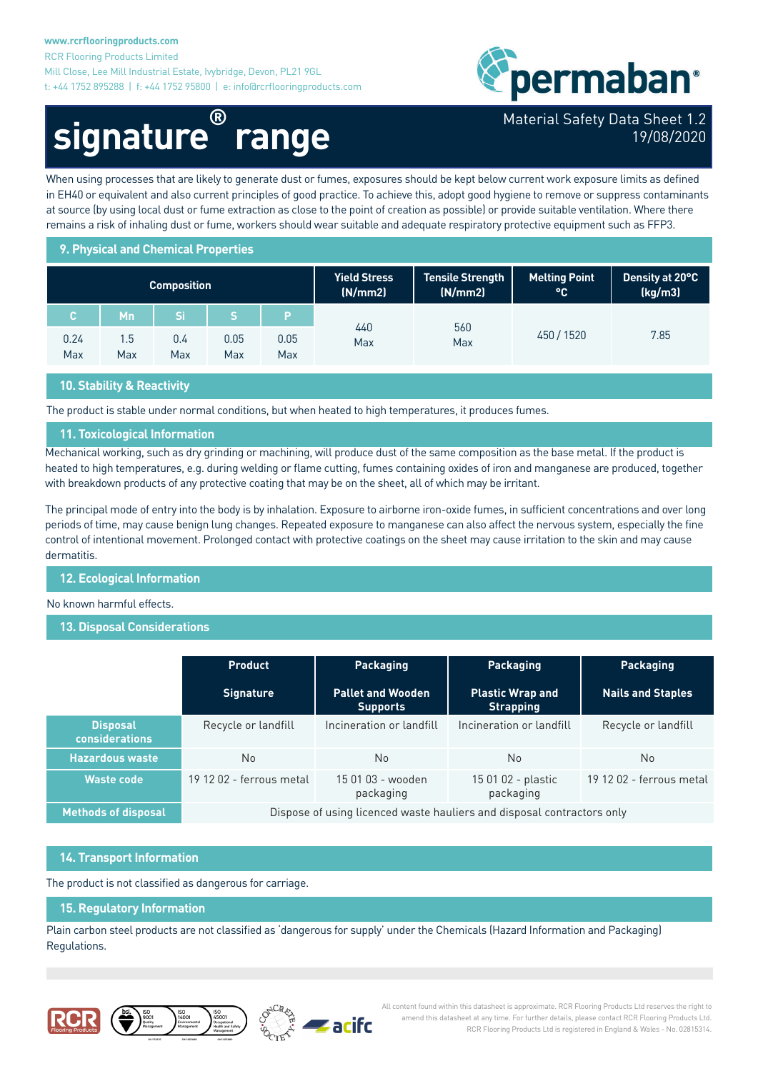When using processes that are likely to generate dust or fumes, exposures should be kept below current work exposure limits as defined in EH40 or equivalent and also current principles of good practice. To achieve this, adopt good hygiene to remove or suppress contaminants at source (by using local dust or fume extraction as close to the point of creation as possible) or provide suitable ventilation. Where there remains a risk of inhaling dust or fume, workers should wear suitable and adequate respiratory protective equipment such as FFP3.

## 9. Physical and Chemical Properties

| Composition | | | | | Yield Stress (N/mm2) | Tensile Strength (N/mm2) | Melting Point °C | Density at 20°C (kg/m3) |
|---|---|---|---|---|---|---|---|---|
| C | Mn | Si | S | P | | | | |
| 0.24 Max | 1.5 Max | 0.4 Max | 0.05 Max | 0.05 Max | 440 Max | 560 Max | 450 / 1520 | 7.85 |

## 10. Stability & Reactivity

The product is stable under normal conditions, but when heated to high temperatures, it produces fumes.

## 11. Toxicological Information

Mechanical working, such as dry grinding or machining, will produce dust of the same composition as the base metal. If the product is heated to high temperatures, e.g. during welding or flame cutting, fumes containing oxides of iron and manganese are produced, together with breakdown products of any protective coating that may be on the sheet, all of which may be irritant.

The principal mode of entry into the body is by inhalation. Exposure to airborne iron-oxide fumes, in sufficient concentrations and over long periods of time, may cause benign lung changes. Repeated exposure to manganese can also affect the nervous system, especially the fine control of intentional movement. Prolonged contact with protective coatings on the sheet may cause irritation to the skin and may cause dermatitis.

## 12. Ecological Information

No known harmful effects.

## 13. Disposal Considerations

| | Product | Packaging | Packaging | Packaging |
|---|---|---|---|---|
| | Signature | Pallet and Wooden Supports | Plastic Wrap and Strapping | Nails and Staples |
| Disposal considerations | Recycle or landfill | Incineration or landfill | Incineration or landfill | Recycle or landfill |
| Hazardous waste | No | No | No | No |
| Waste code | 19 12 02 - ferrous metal | 15 01 03 - wooden packaging | 15 01 02 - plastic packaging | 19 12 02 - ferrous metal |
| Methods of disposal | Dispose of using licenced waste hauliers and disposal contractors only | | | |

## 14. Transport Information

The product is not classified as dangerous for carriage.

## 15. Regulatory Information

Plain carbon steel products are not classified as 'dangerous for supply' under the Chemicals (Hazard Information and Packaging) Regulations.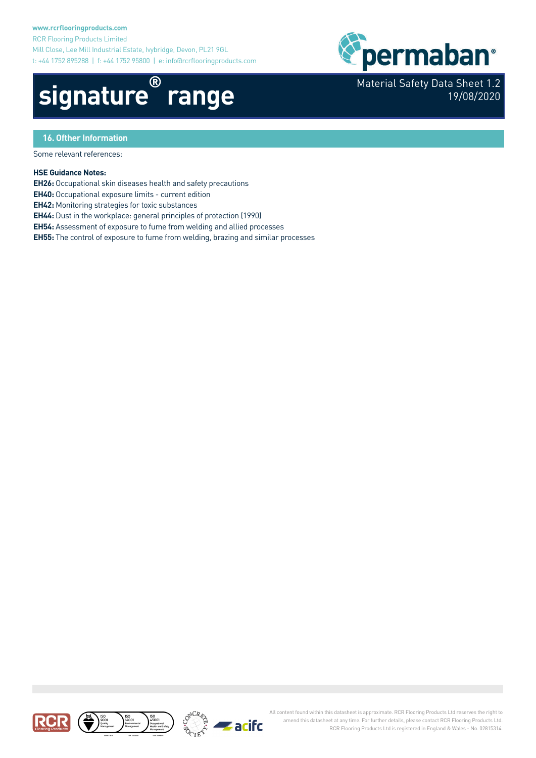## 16. Ofther Information

Some relevant references:

**HSE Guidance Notes:**

**EH26:** Occupational skin diseases health and safety precautions
**EH40:** Occupational exposure limits - current edition
**EH42:** Monitoring strategies for toxic substances
**EH44:** Dust in the workplace: general principles of protection (1990)
**EH54:** Assessment of exposure to fume from welding and allied processes
**EH55:** The control of exposure to fume from welding, brazing and similar processes